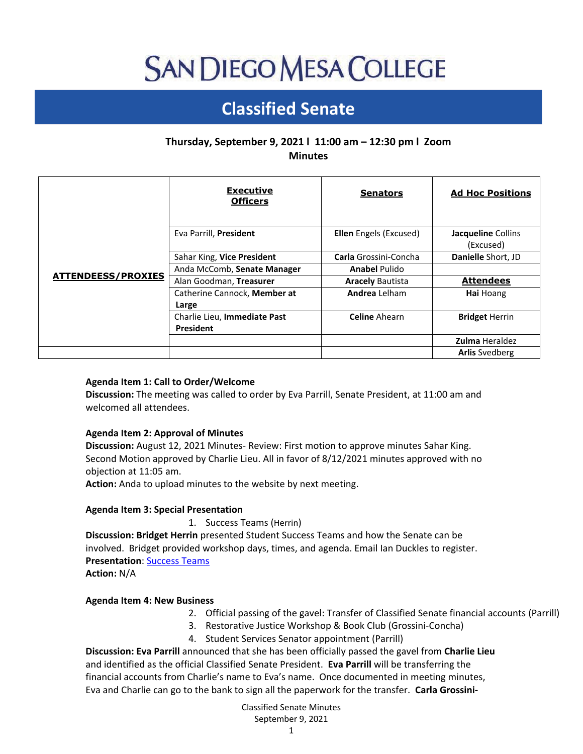# SAN DIEGO MESA COLLEGE

## Classified Senate

**Thursday, September 9, 2021 l 11:00 am – 12:30 pm l Zoom**
**Minutes**

| ATTENDEESS/PROXIES | Executive Officers | Senators | Ad Hoc Positions |
|---|---|---|---|
| | Eva Parrill, **President** | **Ellen** Engels (Excused) | **Jacqueline** Collins (Excused) |
| | Sahar King, **Vice President** | **Carla** Grossini-Concha | **Danielle** Short, JD |
| | Anda McComb, **Senate Manager** | **Anabel** Pulido | |
| | Alan Goodman, **Treasurer** | **Aracely** Bautista | **Attendees** |
| | Catherine Cannock, **Member at Large** | **Andrea** Lelham | **Hai** Hoang |
| | Charlie Lieu, **Immediate Past President** | **Celine** Ahearn | **Bridget** Herrin |
| | | | **Zulma** Heraldez |
| | | | **Arlis** Svedberg |

**Agenda Item 1: Call to Order/Welcome**
**Discussion:** The meeting was called to order by Eva Parrill, Senate President, at 11:00 am and welcomed all attendees.

**Agenda Item 2: Approval of Minutes**
**Discussion:** August 12, 2021 Minutes- Review: First motion to approve minutes Sahar King. Second Motion approved by Charlie Lieu. All in favor of 8/12/2021 minutes approved with no objection at 11:05 am.
**Action:** Anda to upload minutes to the website by next meeting.

**Agenda Item 3: Special Presentation**

1. Success Teams (Herrin)

**Discussion: Bridget Herrin** presented Student Success Teams and how the Senate can be involved. Bridget provided workshop days, times, and agenda. Email Ian Duckles to register.
**Presentation**: Success Teams
**Action:** N/A

**Agenda Item 4: New Business**

2. Official passing of the gavel: Transfer of Classified Senate financial accounts (Parrill)
3. Restorative Justice Workshop & Book Club (Grossini-Concha)
4. Student Services Senator appointment (Parrill)

**Discussion: Eva Parrill** announced that she has been officially passed the gavel from **Charlie Lieu** and identified as the official Classified Senate President. **Eva Parrill** will be transferring the financial accounts from Charlie's name to Eva's name. Once documented in meeting minutes, Eva and Charlie can go to the bank to sign all the paperwork for the transfer. **Carla Grossini-**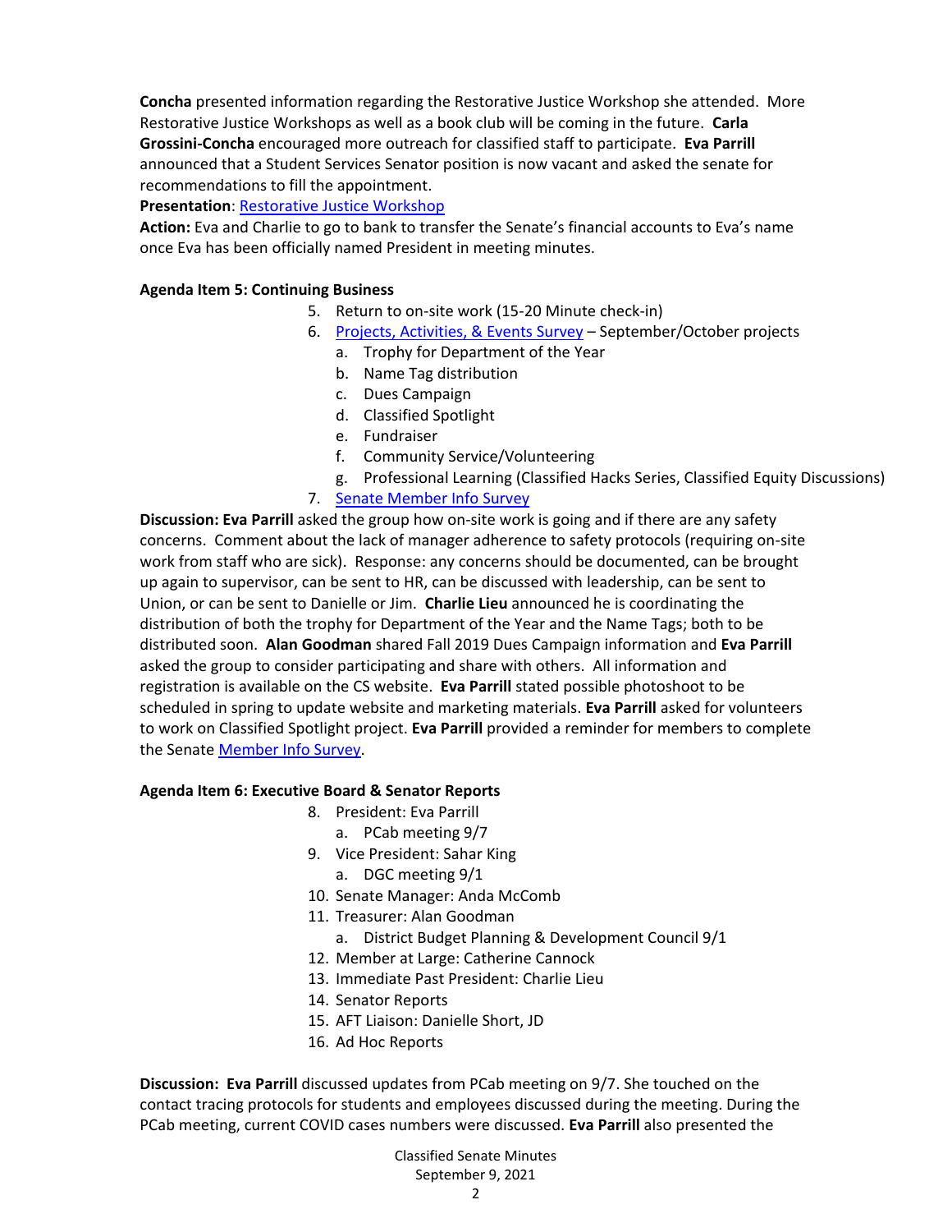**Concha** presented information regarding the Restorative Justice Workshop she attended. More Restorative Justice Workshops as well as a book club will be coming in the future. **Carla Grossini-Concha** encouraged more outreach for classified staff to participate. **Eva Parrill** announced that a Student Services Senator position is now vacant and asked the senate for recommendations to fill the appointment.

**Presentation**: Restorative Justice Workshop

**Action:** Eva and Charlie to go to bank to transfer the Senate's financial accounts to Eva's name once Eva has been officially named President in meeting minutes.

**Agenda Item 5: Continuing Business**

5. Return to on-site work (15-20 Minute check-in)
6. Projects, Activities, & Events Survey – September/October projects
   a. Trophy for Department of the Year
   b. Name Tag distribution
   c. Dues Campaign
   d. Classified Spotlight
   e. Fundraiser
   f. Community Service/Volunteering
   g. Professional Learning (Classified Hacks Series, Classified Equity Discussions)
7. Senate Member Info Survey

**Discussion: Eva Parrill** asked the group how on-site work is going and if there are any safety concerns. Comment about the lack of manager adherence to safety protocols (requiring on-site work from staff who are sick). Response: any concerns should be documented, can be brought up again to supervisor, can be sent to HR, can be discussed with leadership, can be sent to Union, or can be sent to Danielle or Jim. **Charlie Lieu** announced he is coordinating the distribution of both the trophy for Department of the Year and the Name Tags; both to be distributed soon. **Alan Goodman** shared Fall 2019 Dues Campaign information and **Eva Parrill** asked the group to consider participating and share with others. All information and registration is available on the CS website. **Eva Parrill** stated possible photoshoot to be scheduled in spring to update website and marketing materials. **Eva Parrill** asked for volunteers to work on Classified Spotlight project. **Eva Parrill** provided a reminder for members to complete the Senate Member Info Survey.

**Agenda Item 6: Executive Board & Senator Reports**

8. President: Eva Parrill
   a. PCab meeting 9/7
9. Vice President: Sahar King
   a. DGC meeting 9/1
10. Senate Manager: Anda McComb
11. Treasurer: Alan Goodman
    a. District Budget Planning & Development Council 9/1
12. Member at Large: Catherine Cannock
13. Immediate Past President: Charlie Lieu
14. Senator Reports
15. AFT Liaison: Danielle Short, JD
16. Ad Hoc Reports

**Discussion: Eva Parrill** discussed updates from PCab meeting on 9/7. She touched on the contact tracing protocols for students and employees discussed during the meeting. During the PCab meeting, current COVID cases numbers were discussed. **Eva Parrill** also presented the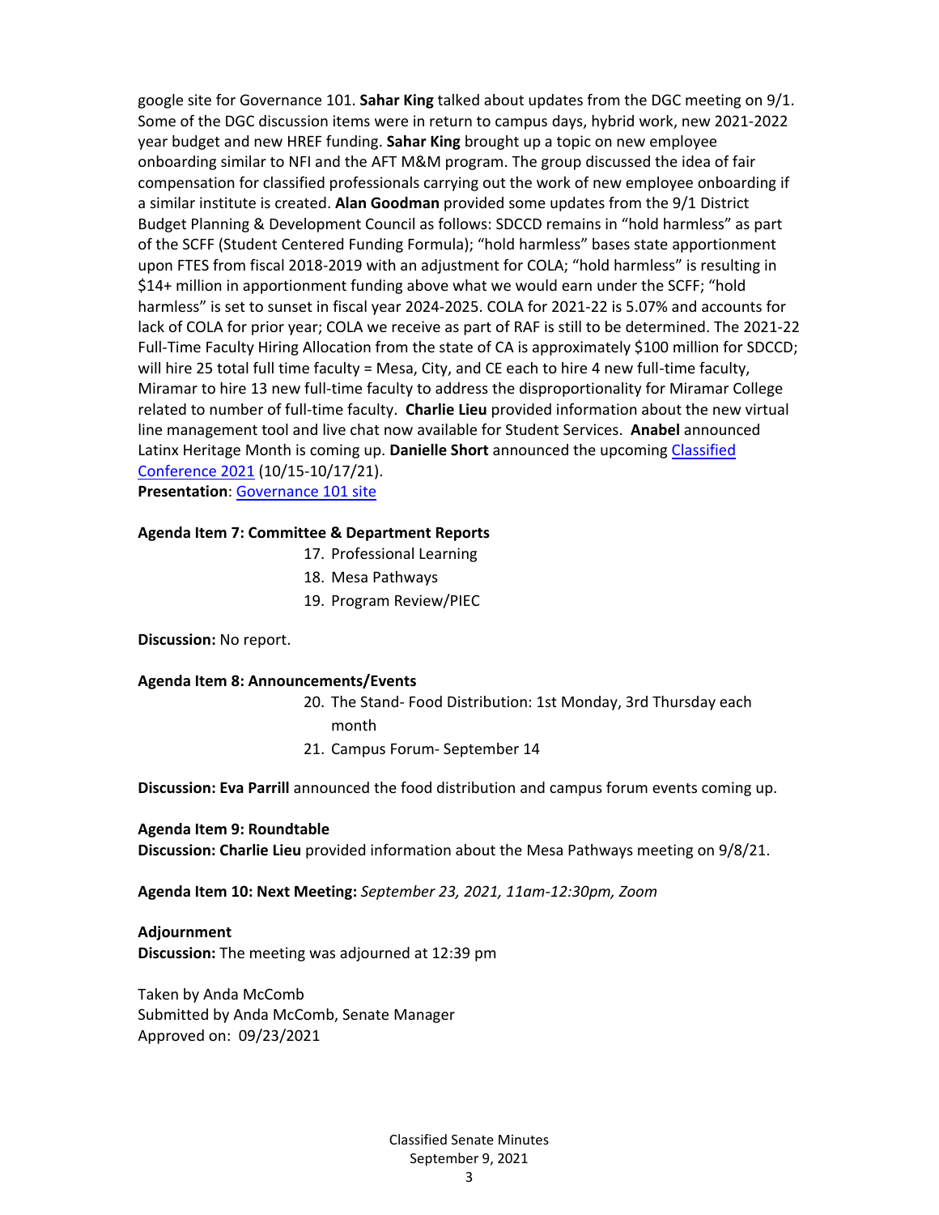google site for Governance 101. **Sahar King** talked about updates from the DGC meeting on 9/1. Some of the DGC discussion items were in return to campus days, hybrid work, new 2021-2022 year budget and new HREF funding. **Sahar King** brought up a topic on new employee onboarding similar to NFI and the AFT M&M program. The group discussed the idea of fair compensation for classified professionals carrying out the work of new employee onboarding if a similar institute is created. **Alan Goodman** provided some updates from the 9/1 District Budget Planning & Development Council as follows: SDCCD remains in "hold harmless" as part of the SCFF (Student Centered Funding Formula); "hold harmless" bases state apportionment upon FTES from fiscal 2018-2019 with an adjustment for COLA; "hold harmless" is resulting in $14+ million in apportionment funding above what we would earn under the SCFF; "hold harmless" is set to sunset in fiscal year 2024-2025. COLA for 2021-22 is 5.07% and accounts for lack of COLA for prior year; COLA we receive as part of RAF is still to be determined. The 2021-22 Full-Time Faculty Hiring Allocation from the state of CA is approximately $100 million for SDCCD; will hire 25 total full time faculty = Mesa, City, and CE each to hire 4 new full-time faculty, Miramar to hire 13 new full-time faculty to address the disproportionality for Miramar College related to number of full-time faculty. **Charlie Lieu** provided information about the new virtual line management tool and live chat now available for Student Services. **Anabel** announced Latinx Heritage Month is coming up. **Danielle Short** announced the upcoming Classified Conference 2021 (10/15-10/17/21).
**Presentation**: Governance 101 site

**Agenda Item 7: Committee & Department Reports**

17. Professional Learning
18. Mesa Pathways
19. Program Review/PIEC

**Discussion:** No report.

**Agenda Item 8: Announcements/Events**

20. The Stand- Food Distribution: 1st Monday, 3rd Thursday each month
21. Campus Forum- September 14

**Discussion: Eva Parrill** announced the food distribution and campus forum events coming up.

**Agenda Item 9: Roundtable**
**Discussion: Charlie Lieu** provided information about the Mesa Pathways meeting on 9/8/21.

**Agenda Item 10: Next Meeting:** *September 23, 2021, 11am-12:30pm, Zoom*

**Adjournment**
**Discussion:** The meeting was adjourned at 12:39 pm

Taken by Anda McComb
Submitted by Anda McComb, Senate Manager
Approved on: 09/23/2021